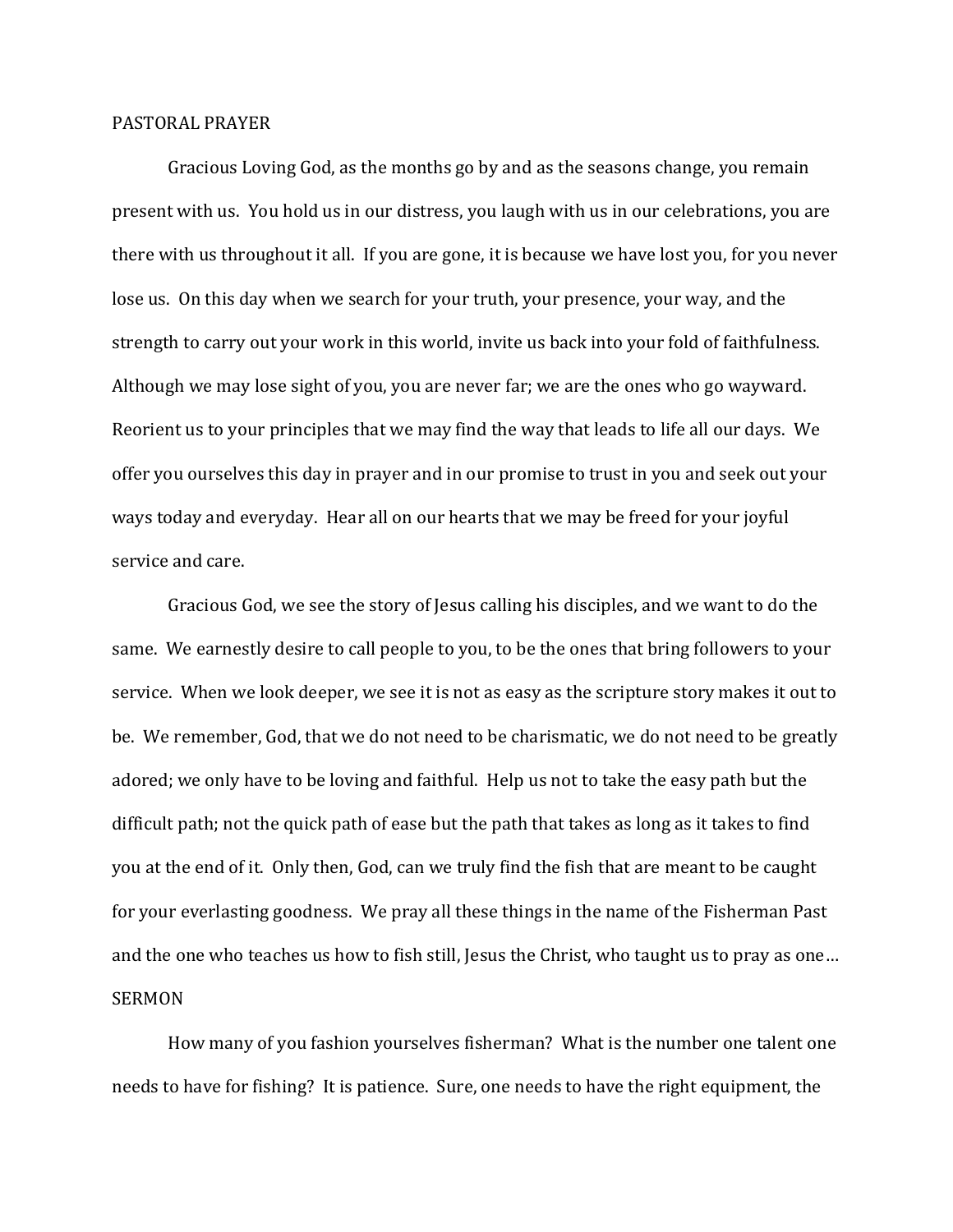## PASTORAL PRAYER

Gracious Loving God, as the months go by and as the seasons change, you remain present with us. You hold us in our distress, you laugh with us in our celebrations, you are there with us throughout it all. If you are gone, it is because we have lost you, for you never lose us. On this day when we search for your truth, your presence, your way, and the strength to carry out your work in this world, invite us back into your fold of faithfulness. Although we may lose sight of you, you are never far; we are the ones who go wayward. Reorient us to your principles that we may find the way that leads to life all our days. We offer you ourselves this day in prayer and in our promise to trust in you and seek out your ways today and everyday. Hear all on our hearts that we may be freed for your joyful service and care.

Gracious God, we see the story of Jesus calling his disciples, and we want to do the same. We earnestly desire to call people to you, to be the ones that bring followers to your service. When we look deeper, we see it is not as easy as the scripture story makes it out to be. We remember, God, that we do not need to be charismatic, we do not need to be greatly adored; we only have to be loving and faithful. Help us not to take the easy path but the difficult path; not the quick path of ease but the path that takes as long as it takes to find you at the end of it. Only then, God, can we truly find the fish that are meant to be caught for your everlasting goodness. We pray all these things in the name of the Fisherman Past and the one who teaches us how to fish still, Jesus the Christ, who taught us to pray as one…

## SERMON

How many of you fashion yourselves fisherman? What is the number one talent one needs to have for fishing? It is patience. Sure, one needs to have the right equipment, the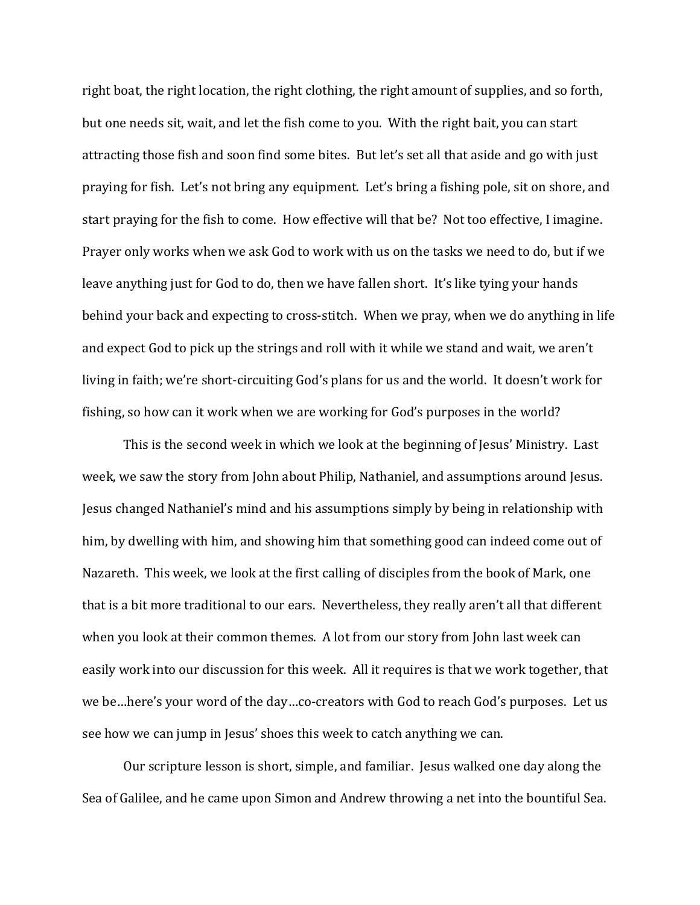right boat, the right location, the right clothing, the right amount of supplies, and so forth, but one needs sit, wait, and let the fish come to you. With the right bait, you can start attracting those fish and soon find some bites. But let's set all that aside and go with just praying for fish. Let's not bring any equipment. Let's bring a fishing pole, sit on shore, and start praying for the fish to come. How effective will that be? Not too effective, I imagine. Prayer only works when we ask God to work with us on the tasks we need to do, but if we leave anything just for God to do, then we have fallen short. It's like tying your hands behind your back and expecting to cross-stitch. When we pray, when we do anything in life and expect God to pick up the strings and roll with it while we stand and wait, we aren't living in faith; we're short-circuiting God's plans for us and the world. It doesn't work for fishing, so how can it work when we are working for God's purposes in the world?

This is the second week in which we look at the beginning of Jesus' Ministry. Last week, we saw the story from John about Philip, Nathaniel, and assumptions around Jesus. Jesus changed Nathaniel's mind and his assumptions simply by being in relationship with him, by dwelling with him, and showing him that something good can indeed come out of Nazareth. This week, we look at the first calling of disciples from the book of Mark, one that is a bit more traditional to our ears. Nevertheless, they really aren't all that different when you look at their common themes. A lot from our story from John last week can easily work into our discussion for this week. All it requires is that we work together, that we be…here's your word of the day…co-creators with God to reach God's purposes. Let us see how we can jump in Jesus' shoes this week to catch anything we can.

Our scripture lesson is short, simple, and familiar. Jesus walked one day along the Sea of Galilee, and he came upon Simon and Andrew throwing a net into the bountiful Sea.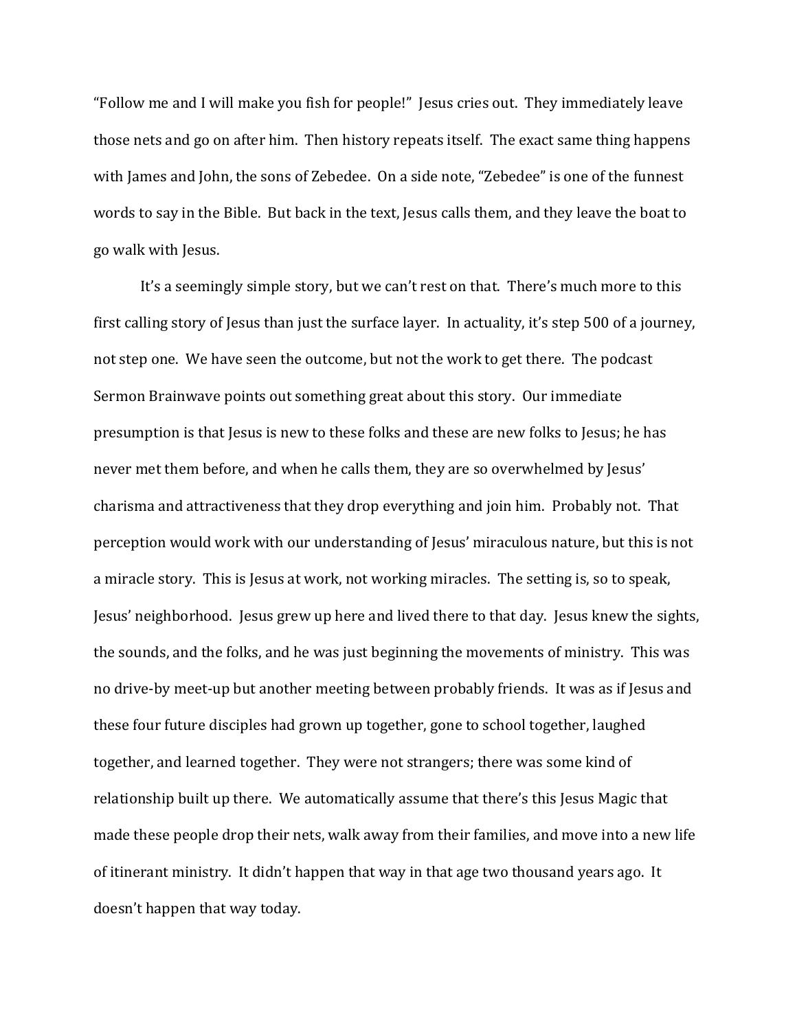"Follow me and I will make you fish for people!" Jesus cries out. They immediately leave those nets and go on after him. Then history repeats itself. The exact same thing happens with James and John, the sons of Zebedee. On a side note, "Zebedee" is one of the funnest words to say in the Bible. But back in the text, Jesus calls them, and they leave the boat to go walk with Jesus.

It's a seemingly simple story, but we can't rest on that. There's much more to this first calling story of Jesus than just the surface layer. In actuality, it's step 500 of a journey, not step one. We have seen the outcome, but not the work to get there. The podcast Sermon Brainwave points out something great about this story. Our immediate presumption is that Jesus is new to these folks and these are new folks to Jesus; he has never met them before, and when he calls them, they are so overwhelmed by Jesus' charisma and attractiveness that they drop everything and join him. Probably not. That perception would work with our understanding of Jesus' miraculous nature, but this is not a miracle story. This is Jesus at work, not working miracles. The setting is, so to speak, Jesus' neighborhood. Jesus grew up here and lived there to that day. Jesus knew the sights, the sounds, and the folks, and he was just beginning the movements of ministry. This was no drive-by meet-up but another meeting between probably friends. It was as if Jesus and these four future disciples had grown up together, gone to school together, laughed together, and learned together. They were not strangers; there was some kind of relationship built up there. We automatically assume that there's this Jesus Magic that made these people drop their nets, walk away from their families, and move into a new life of itinerant ministry. It didn't happen that way in that age two thousand years ago. It doesn't happen that way today.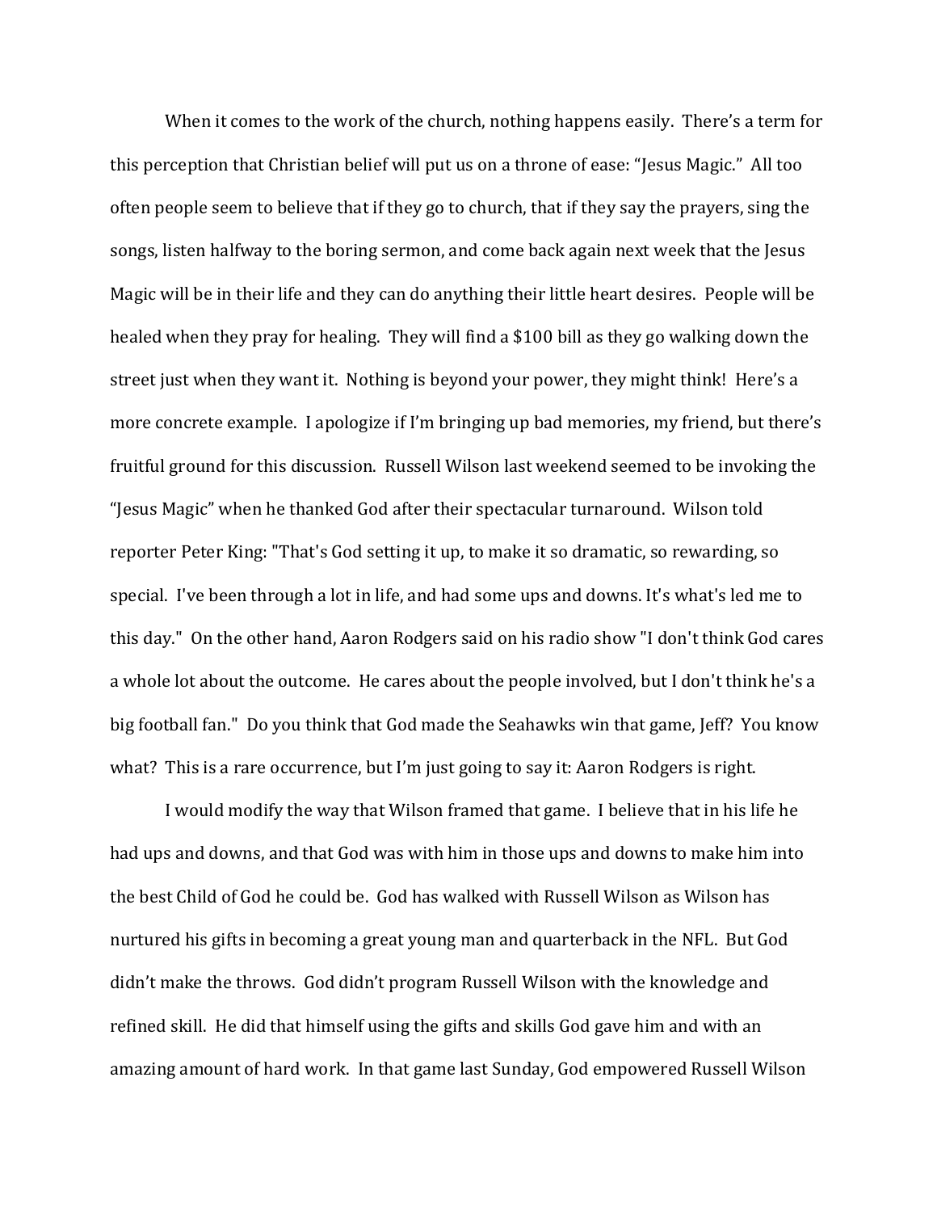When it comes to the work of the church, nothing happens easily. There's a term for this perception that Christian belief will put us on a throne of ease: "Jesus Magic." All too often people seem to believe that if they go to church, that if they say the prayers, sing the songs, listen halfway to the boring sermon, and come back again next week that the Jesus Magic will be in their life and they can do anything their little heart desires. People will be healed when they pray for healing. They will find a $100 bill as they go walking down the street just when they want it. Nothing is beyond your power, they might think! Here's a more concrete example. I apologize if I'm bringing up bad memories, my friend, but there's fruitful ground for this discussion. Russell Wilson last weekend seemed to be invoking the "Jesus Magic" when he thanked God after their spectacular turnaround. Wilson told reporter Peter King: "That's God setting it up, to make it so dramatic, so rewarding, so special. I've been through a lot in life, and had some ups and downs. It's what's led me to this day." On the other hand, Aaron Rodgers said on his radio show "I don't think God cares a whole lot about the outcome. He cares about the people involved, but I don't think he's a big football fan." Do you think that God made the Seahawks win that game, Jeff? You know what? This is a rare occurrence, but I'm just going to say it: Aaron Rodgers is right.

I would modify the way that Wilson framed that game. I believe that in his life he had ups and downs, and that God was with him in those ups and downs to make him into the best Child of God he could be. God has walked with Russell Wilson as Wilson has nurtured his gifts in becoming a great young man and quarterback in the NFL. But God didn't make the throws. God didn't program Russell Wilson with the knowledge and refined skill. He did that himself using the gifts and skills God gave him and with an amazing amount of hard work. In that game last Sunday, God empowered Russell Wilson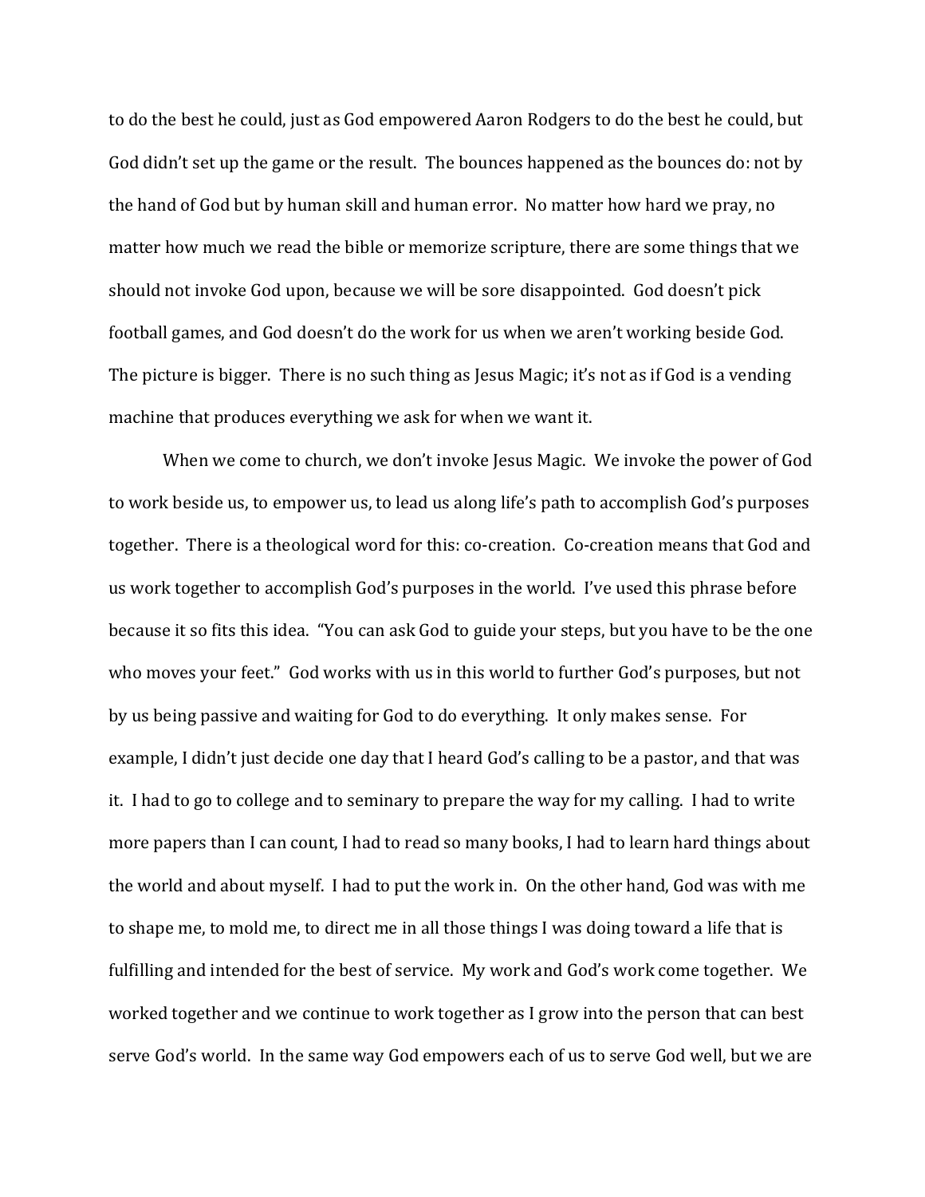to do the best he could, just as God empowered Aaron Rodgers to do the best he could, but God didn't set up the game or the result. The bounces happened as the bounces do: not by the hand of God but by human skill and human error. No matter how hard we pray, no matter how much we read the bible or memorize scripture, there are some things that we should not invoke God upon, because we will be sore disappointed. God doesn't pick football games, and God doesn't do the work for us when we aren't working beside God. The picture is bigger. There is no such thing as Jesus Magic; it's not as if God is a vending machine that produces everything we ask for when we want it.

When we come to church, we don't invoke Jesus Magic. We invoke the power of God to work beside us, to empower us, to lead us along life's path to accomplish God's purposes together. There is a theological word for this: co-creation. Co-creation means that God and us work together to accomplish God's purposes in the world. I've used this phrase before because it so fits this idea. "You can ask God to guide your steps, but you have to be the one who moves your feet." God works with us in this world to further God's purposes, but not by us being passive and waiting for God to do everything. It only makes sense. For example, I didn't just decide one day that I heard God's calling to be a pastor, and that was it. I had to go to college and to seminary to prepare the way for my calling. I had to write more papers than I can count, I had to read so many books, I had to learn hard things about the world and about myself. I had to put the work in. On the other hand, God was with me to shape me, to mold me, to direct me in all those things I was doing toward a life that is fulfilling and intended for the best of service. My work and God's work come together. We worked together and we continue to work together as I grow into the person that can best serve God's world. In the same way God empowers each of us to serve God well, but we are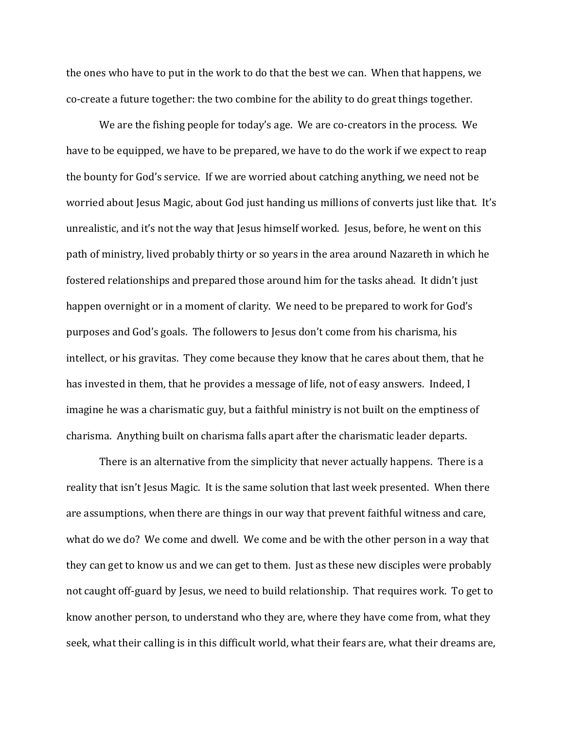the ones who have to put in the work to do that the best we can. When that happens, we co-create a future together: the two combine for the ability to do great things together.

We are the fishing people for today's age. We are co-creators in the process. We have to be equipped, we have to be prepared, we have to do the work if we expect to reap the bounty for God's service. If we are worried about catching anything, we need not be worried about Jesus Magic, about God just handing us millions of converts just like that. It's unrealistic, and it's not the way that Jesus himself worked. Jesus, before, he went on this path of ministry, lived probably thirty or so years in the area around Nazareth in which he fostered relationships and prepared those around him for the tasks ahead. It didn't just happen overnight or in a moment of clarity. We need to be prepared to work for God's purposes and God's goals. The followers to Jesus don't come from his charisma, his intellect, or his gravitas. They come because they know that he cares about them, that he has invested in them, that he provides a message of life, not of easy answers. Indeed, I imagine he was a charismatic guy, but a faithful ministry is not built on the emptiness of charisma. Anything built on charisma falls apart after the charismatic leader departs.

There is an alternative from the simplicity that never actually happens. There is a reality that isn't Jesus Magic. It is the same solution that last week presented. When there are assumptions, when there are things in our way that prevent faithful witness and care, what do we do? We come and dwell. We come and be with the other person in a way that they can get to know us and we can get to them. Just as these new disciples were probably not caught off-guard by Jesus, we need to build relationship. That requires work. To get to know another person, to understand who they are, where they have come from, what they seek, what their calling is in this difficult world, what their fears are, what their dreams are,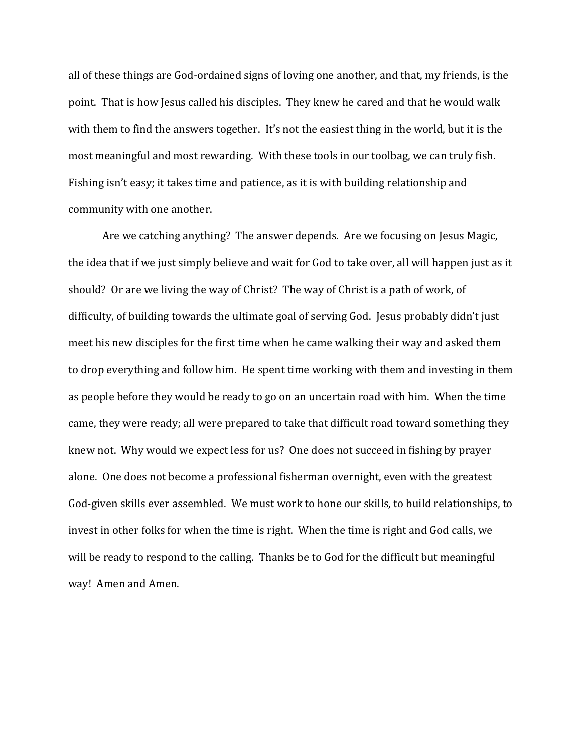all of these things are God-ordained signs of loving one another, and that, my friends, is the point. That is how Jesus called his disciples. They knew he cared and that he would walk with them to find the answers together. It's not the easiest thing in the world, but it is the most meaningful and most rewarding. With these tools in our toolbag, we can truly fish. Fishing isn't easy; it takes time and patience, as it is with building relationship and community with one another.

Are we catching anything? The answer depends. Are we focusing on Jesus Magic, the idea that if we just simply believe and wait for God to take over, all will happen just as it should? Or are we living the way of Christ? The way of Christ is a path of work, of difficulty, of building towards the ultimate goal of serving God. Jesus probably didn't just meet his new disciples for the first time when he came walking their way and asked them to drop everything and follow him. He spent time working with them and investing in them as people before they would be ready to go on an uncertain road with him. When the time came, they were ready; all were prepared to take that difficult road toward something they knew not. Why would we expect less for us? One does not succeed in fishing by prayer alone. One does not become a professional fisherman overnight, even with the greatest God-given skills ever assembled. We must work to hone our skills, to build relationships, to invest in other folks for when the time is right. When the time is right and God calls, we will be ready to respond to the calling. Thanks be to God for the difficult but meaningful way! Amen and Amen.